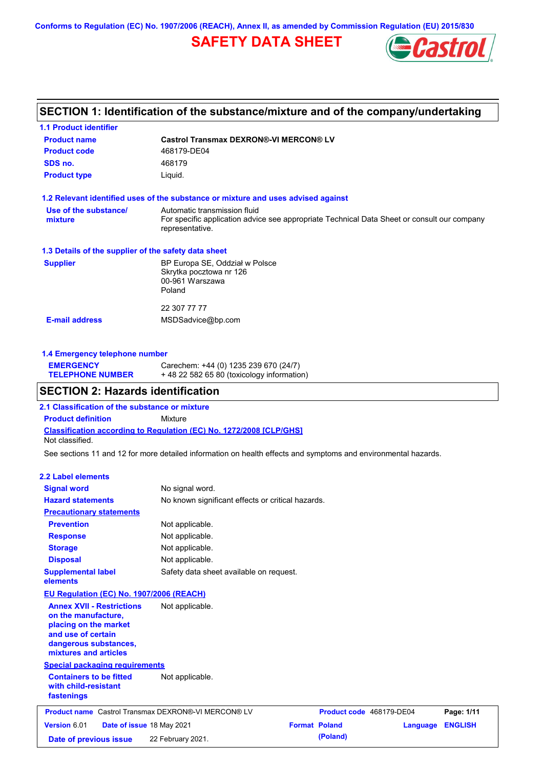Conforms to Regulation (EC) No. 1907/2006 (REACH), Annex II, as amended by Commission Regulation (EU) 2015/830

# SAFETY DATA SHEET

## SECTION 1: Identification of the substance/mixture and of the company/undertaking

### 1.1 Product identifier

| | |
|---|---|
| **Product name** | **Castrol Transmax DEXRON®-VI MERCON® LV** |
| **Product code** | 468179-DE04 |
| **SDS no.** | 468179 |
| **Product type** | Liquid. |

### 1.2 Relevant identified uses of the substance or mixture and uses advised against

| | |
|---|---|
| **Use of the substance/ mixture** | Automatic transmission fluid<br>For specific application advice see appropriate Technical Data Sheet or consult our company representative. |

### 1.3 Details of the supplier of the safety data sheet

| | |
|---|---|
| **Supplier** | BP Europa SE, Oddział w Polsce<br>Skrytka pocztowa nr 126<br>00-961 Warszawa<br>Poland<br><br>22 307 77 77 |
| **E-mail address** | MSDSadvice@bp.com |

### 1.4 Emergency telephone number

| | |
|---|---|
| **EMERGENCY TELEPHONE NUMBER** | Carechem: +44 (0) 1235 239 670 (24/7)<br>+ 48 22 582 65 80 (toxicology information) |

## SECTION 2: Hazards identification

### 2.1 Classification of the substance or mixture

**Product definition** Mixture

**Classification according to Regulation (EC) No. 1272/2008 [CLP/GHS]**

Not classified.

See sections 11 and 12 for more detailed information on health effects and symptoms and environmental hazards.

### 2.2 Label elements

| | |
|---|---|
| **Signal word** | No signal word. |
| **Hazard statements** | No known significant effects or critical hazards. |

**Precautionary statements**

| | |
|---|---|
| **Prevention** | Not applicable. |
| **Response** | Not applicable. |
| **Storage** | Not applicable. |
| **Disposal** | Not applicable. |
| **Supplemental label elements** | Safety data sheet available on request. |

**EU Regulation (EC) No. 1907/2006 (REACH)**

| | |
|---|---|
| **Annex XVII - Restrictions on the manufacture, placing on the market and use of certain dangerous substances, mixtures and articles** | Not applicable. |

**Special packaging requirements**

| | |
|---|---|
| **Containers to be fitted with child-resistant fastenings** | Not applicable. |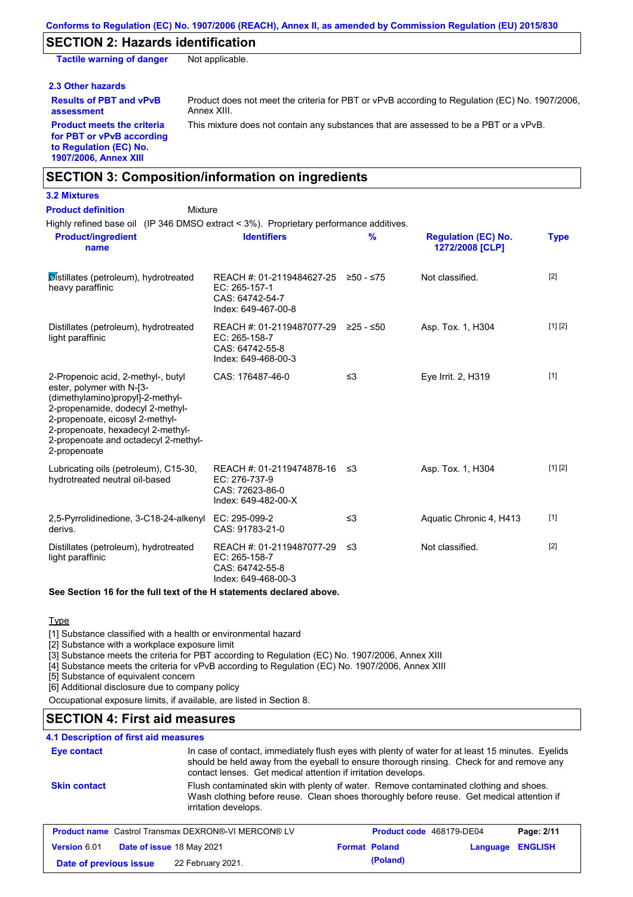Conforms to Regulation (EC) No. 1907/2006 (REACH), Annex II, as amended by Commission Regulation (EU) 2015/830

## SECTION 2: Hazards identification

**Tactile warning of danger** Not applicable.

### 2.3 Other hazards

**Results of PBT and vPvB assessment** Product does not meet the criteria for PBT or vPvB according to Regulation (EC) No. 1907/2006, Annex XIII.

**Product meets the criteria for PBT or vPvB according to Regulation (EC) No. 1907/2006, Annex XIII** This mixture does not contain any substances that are assessed to be a PBT or a vPvB.

## SECTION 3: Composition/information on ingredients

### 3.2 Mixtures

**Product definition** Mixture

Highly refined base oil (IP 346 DMSO extract < 3%). Proprietary performance additives.

| Product/ingredient name | Identifiers | % | Regulation (EC) No. 1272/2008 [CLP] | Type |
|---|---|---|---|---|
| Distillates (petroleum), hydrotreated heavy paraffinic | REACH #: 01-2119484627-25<br>EC: 265-157-1<br>CAS: 64742-54-7<br>Index: 649-467-00-8 | ≥50 - ≤75 | Not classified. | [2] |
| Distillates (petroleum), hydrotreated light paraffinic | REACH #: 01-2119487077-29<br>EC: 265-158-7<br>CAS: 64742-55-8<br>Index: 649-468-00-3 | ≥25 - ≤50 | Asp. Tox. 1, H304 | [1] [2] |
| 2-Propenoic acid, 2-methyl-, butyl ester, polymer with N-[3-(dimethylamino)propyl]-2-methyl-2-propenamide, dodecyl 2-methyl-2-propenoate, eicosyl 2-methyl-2-propenoate, hexadecyl 2-methyl-2-propenoate and octadecyl 2-methyl-2-propenoate | CAS: 176487-46-0 | ≤3 | Eye Irrit. 2, H319 | [1] |
| Lubricating oils (petroleum), C15-30, hydrotreated neutral oil-based | REACH #: 01-2119474878-16<br>EC: 276-737-9<br>CAS: 72623-86-0<br>Index: 649-482-00-X | ≤3 | Asp. Tox. 1, H304 | [1] [2] |
| 2,5-Pyrrolidinedione, 3-C18-24-alkenyl derivs. | EC: 295-099-2<br>CAS: 91783-21-0 | ≤3 | Aquatic Chronic 4, H413 | [1] |
| Distillates (petroleum), hydrotreated light paraffinic | REACH #: 01-2119487077-29<br>EC: 265-158-7<br>CAS: 64742-55-8<br>Index: 649-468-00-3 | ≤3 | Not classified. | [2] |

**See Section 16 for the full text of the H statements declared above.**

Type

[1] Substance classified with a health or environmental hazard
[2] Substance with a workplace exposure limit
[3] Substance meets the criteria for PBT according to Regulation (EC) No. 1907/2006, Annex XIII
[4] Substance meets the criteria for vPvB according to Regulation (EC) No. 1907/2006, Annex XIII
[5] Substance of equivalent concern
[6] Additional disclosure due to company policy

Occupational exposure limits, if available, are listed in Section 8.

## SECTION 4: First aid measures

### 4.1 Description of first aid measures

**Eye contact** In case of contact, immediately flush eyes with plenty of water for at least 15 minutes. Eyelids should be held away from the eyeball to ensure thorough rinsing. Check for and remove any contact lenses. Get medical attention if irritation develops.

**Skin contact** Flush contaminated skin with plenty of water. Remove contaminated clothing and shoes. Wash clothing before reuse. Clean shoes thoroughly before reuse. Get medical attention if irritation develops.

| Product name Castrol Transmax DEXRON®-VI MERCON® LV | Product code 468179-DE04 | Page: 2/11 |
|---|---|---|
| Version 6.01 Date of issue 18 May 2021 | Format Poland (Poland) | Language ENGLISH |
| Date of previous issue 22 February 2021. | | |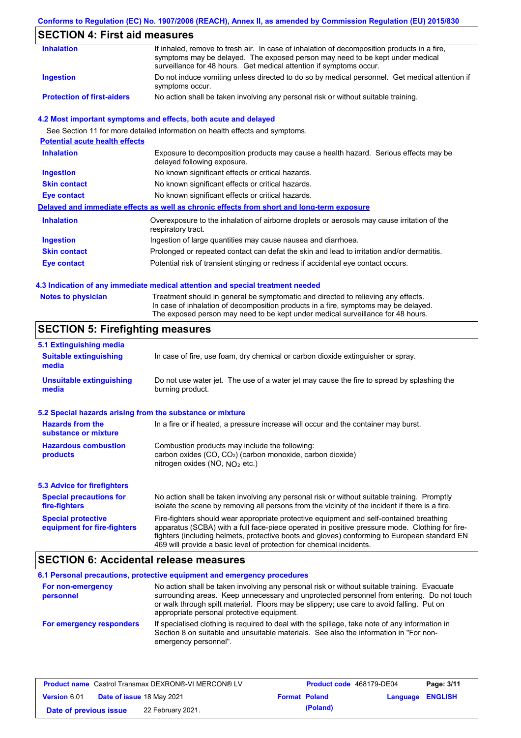## SECTION 4: First aid measures

| | |
|---|---|
| **Inhalation** | If inhaled, remove to fresh air. In case of inhalation of decomposition products in a fire, symptoms may be delayed. The exposed person may need to be kept under medical surveillance for 48 hours. Get medical attention if symptoms occur. |
| **Ingestion** | Do not induce vomiting unless directed to do so by medical personnel. Get medical attention if symptoms occur. |
| **Protection of first-aiders** | No action shall be taken involving any personal risk or without suitable training. |

### 4.2 Most important symptoms and effects, both acute and delayed

See Section 11 for more detailed information on health effects and symptoms.

**Potential acute health effects**

| | |
|---|---|
| **Inhalation** | Exposure to decomposition products may cause a health hazard. Serious effects may be delayed following exposure. |
| **Ingestion** | No known significant effects or critical hazards. |
| **Skin contact** | No known significant effects or critical hazards. |
| **Eye contact** | No known significant effects or critical hazards. |

**Delayed and immediate effects as well as chronic effects from short and long-term exposure**

| | |
|---|---|
| **Inhalation** | Overexposure to the inhalation of airborne droplets or aerosols may cause irritation of the respiratory tract. |
| **Ingestion** | Ingestion of large quantities may cause nausea and diarrhoea. |
| **Skin contact** | Prolonged or repeated contact can defat the skin and lead to irritation and/or dermatitis. |
| **Eye contact** | Potential risk of transient stinging or redness if accidental eye contact occurs. |

### 4.3 Indication of any immediate medical attention and special treatment needed

| | |
|---|---|
| **Notes to physician** | Treatment should in general be symptomatic and directed to relieving any effects. In case of inhalation of decomposition products in a fire, symptoms may be delayed. The exposed person may need to be kept under medical surveillance for 48 hours. |

## SECTION 5: Firefighting measures

### 5.1 Extinguishing media

| | |
|---|---|
| **Suitable extinguishing media** | In case of fire, use foam, dry chemical or carbon dioxide extinguisher or spray. |
| **Unsuitable extinguishing media** | Do not use water jet. The use of a water jet may cause the fire to spread by splashing the burning product. |

### 5.2 Special hazards arising from the substance or mixture

| | |
|---|---|
| **Hazards from the substance or mixture** | In a fire or if heated, a pressure increase will occur and the container may burst. |
| **Hazardous combustion products** | Combustion products may include the following: carbon oxides (CO, $CO_2$) (carbon monoxide, carbon dioxide) nitrogen oxides (NO, $NO_2$ etc.) |

### 5.3 Advice for firefighters

| | |
|---|---|
| **Special precautions for fire-fighters** | No action shall be taken involving any personal risk or without suitable training. Promptly isolate the scene by removing all persons from the vicinity of the incident if there is a fire. |
| **Special protective equipment for fire-fighters** | Fire-fighters should wear appropriate protective equipment and self-contained breathing apparatus (SCBA) with a full face-piece operated in positive pressure mode. Clothing for fire-fighters (including helmets, protective boots and gloves) conforming to European standard EN 469 will provide a basic level of protection for chemical incidents. |

## SECTION 6: Accidental release measures

### 6.1 Personal precautions, protective equipment and emergency procedures

| | |
|---|---|
| **For non-emergency personnel** | No action shall be taken involving any personal risk or without suitable training. Evacuate surrounding areas. Keep unnecessary and unprotected personnel from entering. Do not touch or walk through spilt material. Floors may be slippery; use care to avoid falling. Put on appropriate personal protective equipment. |
| **For emergency responders** | If specialised clothing is required to deal with the spillage, take note of any information in Section 8 on suitable and unsuitable materials. See also the information in "For non-emergency personnel". |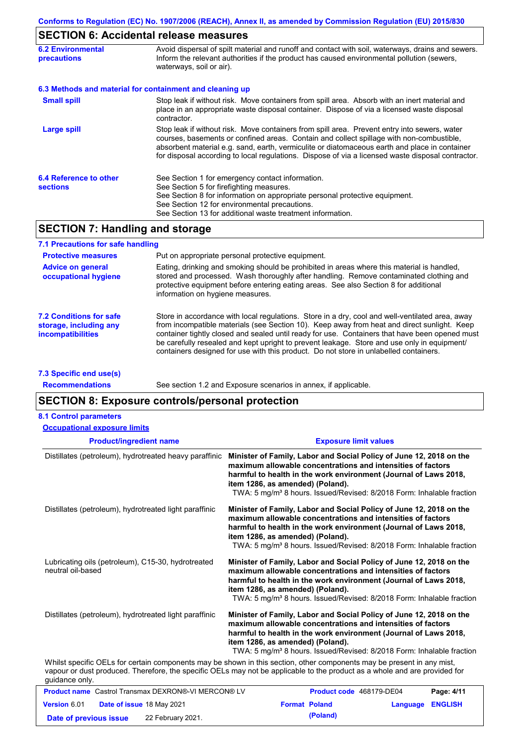## SECTION 6: Accidental release measures

| | |
|---|---|
| **6.2 Environmental precautions** | Avoid dispersal of spilt material and runoff and contact with soil, waterways, drains and sewers. Inform the relevant authorities if the product has caused environmental pollution (sewers, waterways, soil or air). |

**6.3 Methods and material for containment and cleaning up**

| | |
|---|---|
| **Small spill** | Stop leak if without risk. Move containers from spill area. Absorb with an inert material and place in an appropriate waste disposal container. Dispose of via a licensed waste disposal contractor. |
| **Large spill** | Stop leak if without risk. Move containers from spill area. Prevent entry into sewers, water courses, basements or confined areas. Contain and collect spillage with non-combustible, absorbent material e.g. sand, earth, vermiculite or diatomaceous earth and place in container for disposal according to local regulations. Dispose of via a licensed waste disposal contractor. |
| **6.4 Reference to other sections** | See Section 1 for emergency contact information.<br>See Section 5 for firefighting measures.<br>See Section 8 for information on appropriate personal protective equipment.<br>See Section 12 for environmental precautions.<br>See Section 13 for additional waste treatment information. |

## SECTION 7: Handling and storage

**7.1 Precautions for safe handling**

| | |
|---|---|
| **Protective measures** | Put on appropriate personal protective equipment. |
| **Advice on general occupational hygiene** | Eating, drinking and smoking should be prohibited in areas where this material is handled, stored and processed. Wash thoroughly after handling. Remove contaminated clothing and protective equipment before entering eating areas. See also Section 8 for additional information on hygiene measures. |
| **7.2 Conditions for safe storage, including any incompatibilities** | Store in accordance with local regulations. Store in a dry, cool and well-ventilated area, away from incompatible materials (see Section 10). Keep away from heat and direct sunlight. Keep container tightly closed and sealed until ready for use. Containers that have been opened must be carefully resealed and kept upright to prevent leakage. Store and use only in equipment/ containers designed for use with this product. Do not store in unlabelled containers. |

**7.3 Specific end use(s)**

| | |
|---|---|
| **Recommendations** | See section 1.2 and Exposure scenarios in annex, if applicable. |

## SECTION 8: Exposure controls/personal protection

**8.1 Control parameters**

**Occupational exposure limits**

| Product/ingredient name | Exposure limit values |
|---|---|
| Distillates (petroleum), hydrotreated heavy paraffinic | **Minister of Family, Labor and Social Policy of June 12, 2018 on the maximum allowable concentrations and intensities of factors harmful to health in the work environment (Journal of Laws 2018, item 1286, as amended) (Poland).**<br>TWA: 5 mg/m³ 8 hours. Issued/Revised: 8/2018 Form: Inhalable fraction |
| Distillates (petroleum), hydrotreated light paraffinic | **Minister of Family, Labor and Social Policy of June 12, 2018 on the maximum allowable concentrations and intensities of factors harmful to health in the work environment (Journal of Laws 2018, item 1286, as amended) (Poland).**<br>TWA: 5 mg/m³ 8 hours. Issued/Revised: 8/2018 Form: Inhalable fraction |
| Lubricating oils (petroleum), C15-30, hydrotreated neutral oil-based | **Minister of Family, Labor and Social Policy of June 12, 2018 on the maximum allowable concentrations and intensities of factors harmful to health in the work environment (Journal of Laws 2018, item 1286, as amended) (Poland).**<br>TWA: 5 mg/m³ 8 hours. Issued/Revised: 8/2018 Form: Inhalable fraction |
| Distillates (petroleum), hydrotreated light paraffinic | **Minister of Family, Labor and Social Policy of June 12, 2018 on the maximum allowable concentrations and intensities of factors harmful to health in the work environment (Journal of Laws 2018, item 1286, as amended) (Poland).**<br>TWA: 5 mg/m³ 8 hours. Issued/Revised: 8/2018 Form: Inhalable fraction |

Whilst specific OELs for certain components may be shown in this section, other components may be present in any mist, vapour or dust produced. Therefore, the specific OELs may not be applicable to the product as a whole and are provided for guidance only.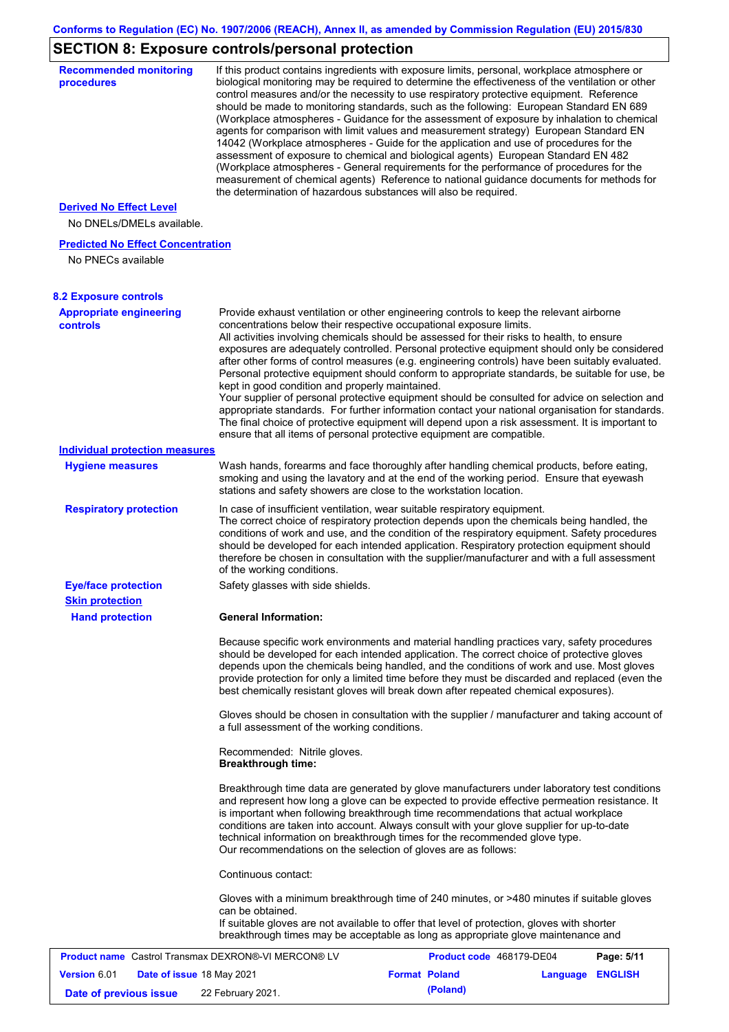## SECTION 8: Exposure controls/personal protection

**Recommended monitoring procedures**

If this product contains ingredients with exposure limits, personal, workplace atmosphere or biological monitoring may be required to determine the effectiveness of the ventilation or other control measures and/or the necessity to use respiratory protective equipment. Reference should be made to monitoring standards, such as the following: European Standard EN 689 (Workplace atmospheres - Guidance for the assessment of exposure by inhalation to chemical agents for comparison with limit values and measurement strategy) European Standard EN 14042 (Workplace atmospheres - Guide for the application and use of procedures for the assessment of exposure to chemical and biological agents) European Standard EN 482 (Workplace atmospheres - General requirements for the performance of procedures for the measurement of chemical agents) Reference to national guidance documents for methods for the determination of hazardous substances will also be required.

**Derived No Effect Level**

No DNELs/DMELs available.

**Predicted No Effect Concentration**

No PNECs available

### 8.2 Exposure controls

**Appropriate engineering controls**

Provide exhaust ventilation or other engineering controls to keep the relevant airborne concentrations below their respective occupational exposure limits.
All activities involving chemicals should be assessed for their risks to health, to ensure exposures are adequately controlled. Personal protective equipment should only be considered after other forms of control measures (e.g. engineering controls) have been suitably evaluated. Personal protective equipment should conform to appropriate standards, be suitable for use, be kept in good condition and properly maintained.
Your supplier of personal protective equipment should be consulted for advice on selection and appropriate standards. For further information contact your national organisation for standards. The final choice of protective equipment will depend upon a risk assessment. It is important to ensure that all items of personal protective equipment are compatible.

**Individual protection measures**

**Hygiene measures**

Wash hands, forearms and face thoroughly after handling chemical products, before eating, smoking and using the lavatory and at the end of the working period. Ensure that eyewash stations and safety showers are close to the workstation location.

**Respiratory protection**

In case of insufficient ventilation, wear suitable respiratory equipment.
The correct choice of respiratory protection depends upon the chemicals being handled, the conditions of work and use, and the condition of the respiratory equipment. Safety procedures should be developed for each intended application. Respiratory protection equipment should therefore be chosen in consultation with the supplier/manufacturer and with a full assessment of the working conditions.

**Eye/face protection**

Safety glasses with side shields.

**Skin protection**

**Hand protection**

**General Information:**

Because specific work environments and material handling practices vary, safety procedures should be developed for each intended application. The correct choice of protective gloves depends upon the chemicals being handled, and the conditions of work and use. Most gloves provide protection for only a limited time before they must be discarded and replaced (even the best chemically resistant gloves will break down after repeated chemical exposures).

Gloves should be chosen in consultation with the supplier / manufacturer and taking account of a full assessment of the working conditions.

Recommended: Nitrile gloves.
**Breakthrough time:**

Breakthrough time data are generated by glove manufacturers under laboratory test conditions and represent how long a glove can be expected to provide effective permeation resistance. It is important when following breakthrough time recommendations that actual workplace conditions are taken into account. Always consult with your glove supplier for up-to-date technical information on breakthrough times for the recommended glove type.
Our recommendations on the selection of gloves are as follows:

Continuous contact:

Gloves with a minimum breakthrough time of 240 minutes, or >480 minutes if suitable gloves can be obtained.
If suitable gloves are not available to offer that level of protection, gloves with shorter breakthrough times may be acceptable as long as appropriate glove maintenance and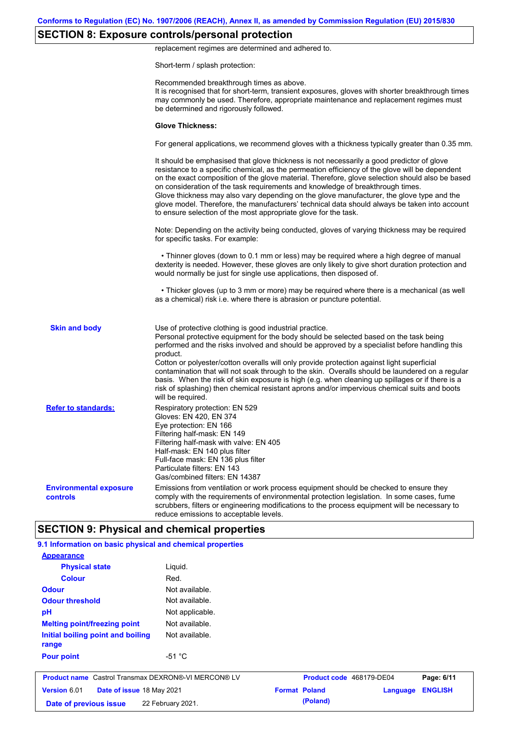## SECTION 8: Exposure controls/personal protection

replacement regimes are determined and adhered to.

Short-term / splash protection:

Recommended breakthrough times as above.
It is recognised that for short-term, transient exposures, gloves with shorter breakthrough times may commonly be used. Therefore, appropriate maintenance and replacement regimes must be determined and rigorously followed.

**Glove Thickness:**

For general applications, we recommend gloves with a thickness typically greater than 0.35 mm.

It should be emphasised that glove thickness is not necessarily a good predictor of glove resistance to a specific chemical, as the permeation efficiency of the glove will be dependent on the exact composition of the glove material. Therefore, glove selection should also be based on consideration of the task requirements and knowledge of breakthrough times.
Glove thickness may also vary depending on the glove manufacturer, the glove type and the glove model. Therefore, the manufacturers' technical data should always be taken into account to ensure selection of the most appropriate glove for the task.

Note: Depending on the activity being conducted, gloves of varying thickness may be required for specific tasks. For example:

- Thinner gloves (down to 0.1 mm or less) may be required where a high degree of manual dexterity is needed. However, these gloves are only likely to give short duration protection and would normally be just for single use applications, then disposed of.

- Thicker gloves (up to 3 mm or more) may be required where there is a mechanical (as well as a chemical) risk i.e. where there is abrasion or puncture potential.

**Skin and body**

Use of protective clothing is good industrial practice.
Personal protective equipment for the body should be selected based on the task being performed and the risks involved and should be approved by a specialist before handling this product.
Cotton or polyester/cotton overalls will only provide protection against light superficial contamination that will not soak through to the skin. Overalls should be laundered on a regular basis. When the risk of skin exposure is high (e.g. when cleaning up spillages or if there is a risk of splashing) then chemical resistant aprons and/or impervious chemical suits and boots will be required.

**Refer to standards:**

Respiratory protection: EN 529
Gloves: EN 420, EN 374
Eye protection: EN 166
Filtering half-mask: EN 149
Filtering half-mask with valve: EN 405
Half-mask: EN 140 plus filter
Full-face mask: EN 136 plus filter
Particulate filters: EN 143
Gas/combined filters: EN 14387

**Environmental exposure controls**

Emissions from ventilation or work process equipment should be checked to ensure they comply with the requirements of environmental protection legislation. In some cases, fume scrubbers, filters or engineering modifications to the process equipment will be necessary to reduce emissions to acceptable levels.

## SECTION 9: Physical and chemical properties

### 9.1 Information on basic physical and chemical properties

| Property | Value |
|---|---|
| **Appearance** | |
| **Physical state** | Liquid. |
| **Colour** | Red. |
| **Odour** | Not available. |
| **Odour threshold** | Not available. |
| **pH** | Not applicable. |
| **Melting point/freezing point** | Not available. |
| **Initial boiling point and boiling range** | Not available. |
| **Pour point** | -51 °C |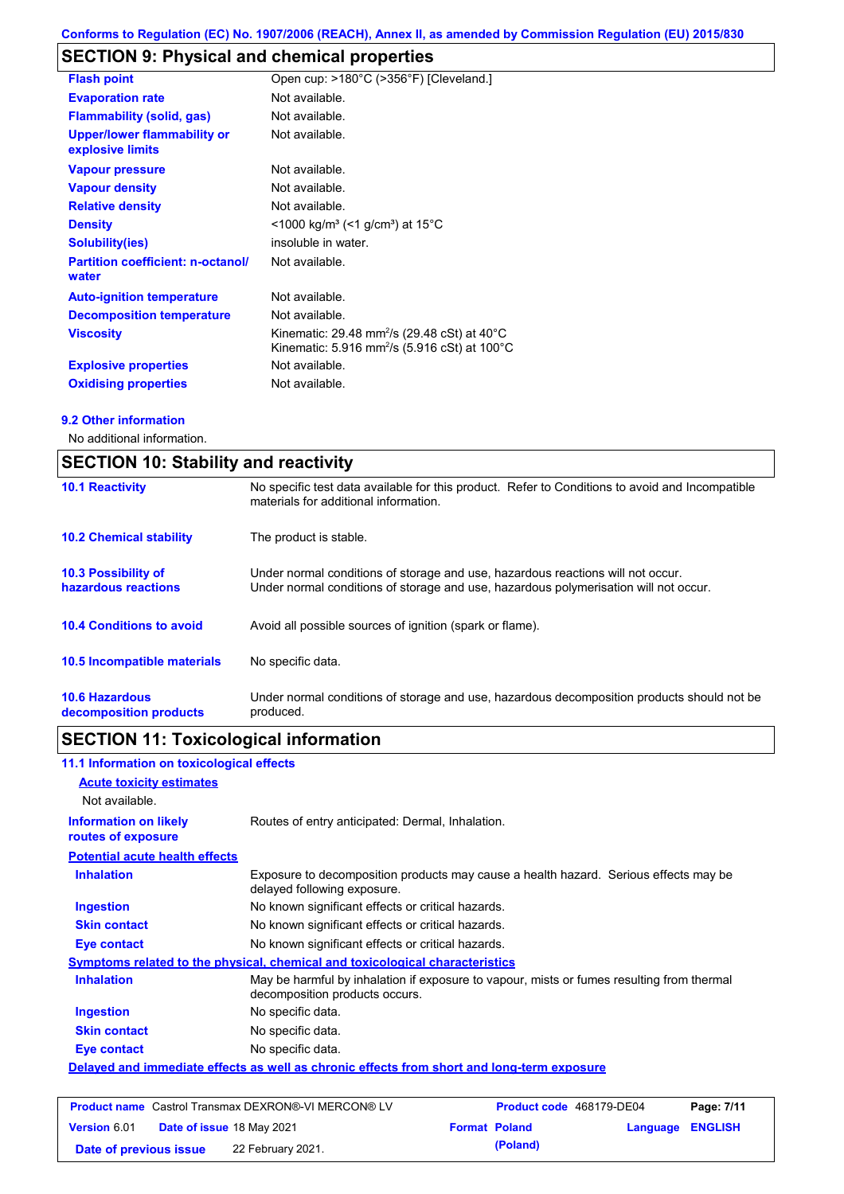Conforms to Regulation (EC) No. 1907/2006 (REACH), Annex II, as amended by Commission Regulation (EU) 2015/830

## SECTION 9: Physical and chemical properties

| | |
|---|---|
| **Flash point** | Open cup: >180°C (>356°F) [Cleveland.] |
| **Evaporation rate** | Not available. |
| **Flammability (solid, gas)** | Not available. |
| **Upper/lower flammability or explosive limits** | Not available. |
| **Vapour pressure** | Not available. |
| **Vapour density** | Not available. |
| **Relative density** | Not available. |
| **Density** | <1000 kg/m³ (<1 g/cm³) at 15°C |
| **Solubility(ies)** | insoluble in water. |
| **Partition coefficient: n-octanol/ water** | Not available. |
| **Auto-ignition temperature** | Not available. |
| **Decomposition temperature** | Not available. |
| **Viscosity** | Kinematic: 29.48 $mm^2/s$ (29.48 cSt) at 40°C<br>Kinematic: 5.916 $mm^2/s$ (5.916 cSt) at 100°C |
| **Explosive properties** | Not available. |
| **Oxidising properties** | Not available. |

### 9.2 Other information

No additional information.

## SECTION 10: Stability and reactivity

| | |
|---|---|
| **10.1 Reactivity** | No specific test data available for this product. Refer to Conditions to avoid and Incompatible materials for additional information. |
| **10.2 Chemical stability** | The product is stable. |
| **10.3 Possibility of hazardous reactions** | Under normal conditions of storage and use, hazardous reactions will not occur.<br>Under normal conditions of storage and use, hazardous polymerisation will not occur. |
| **10.4 Conditions to avoid** | Avoid all possible sources of ignition (spark or flame). |
| **10.5 Incompatible materials** | No specific data. |
| **10.6 Hazardous decomposition products** | Under normal conditions of storage and use, hazardous decomposition products should not be produced. |

## SECTION 11: Toxicological information

### 11.1 Information on toxicological effects

**Acute toxicity estimates**

Not available.

| | |
|---|---|
| **Information on likely routes of exposure** | Routes of entry anticipated: Dermal, Inhalation. |

**Potential acute health effects**

| | |
|---|---|
| **Inhalation** | Exposure to decomposition products may cause a health hazard. Serious effects may be delayed following exposure. |
| **Ingestion** | No known significant effects or critical hazards. |
| **Skin contact** | No known significant effects or critical hazards. |
| **Eye contact** | No known significant effects or critical hazards. |

**Symptoms related to the physical, chemical and toxicological characteristics**

| | |
|---|---|
| **Inhalation** | May be harmful by inhalation if exposure to vapour, mists or fumes resulting from thermal decomposition products occurs. |
| **Ingestion** | No specific data. |
| **Skin contact** | No specific data. |
| **Eye contact** | No specific data. |

**Delayed and immediate effects as well as chronic effects from short and long-term exposure**

| | | | |
|---|---|---|---|
| **Product name** Castrol Transmax DEXRON®-VI MERCON® LV | | **Product code** 468179-DE04 | |
| **Version** 6.01 | **Date of issue** 18 May 2021 | **Format** Poland (Poland) | **Language** ENGLISH |
| **Date of previous issue** 22 February 2021. | | | |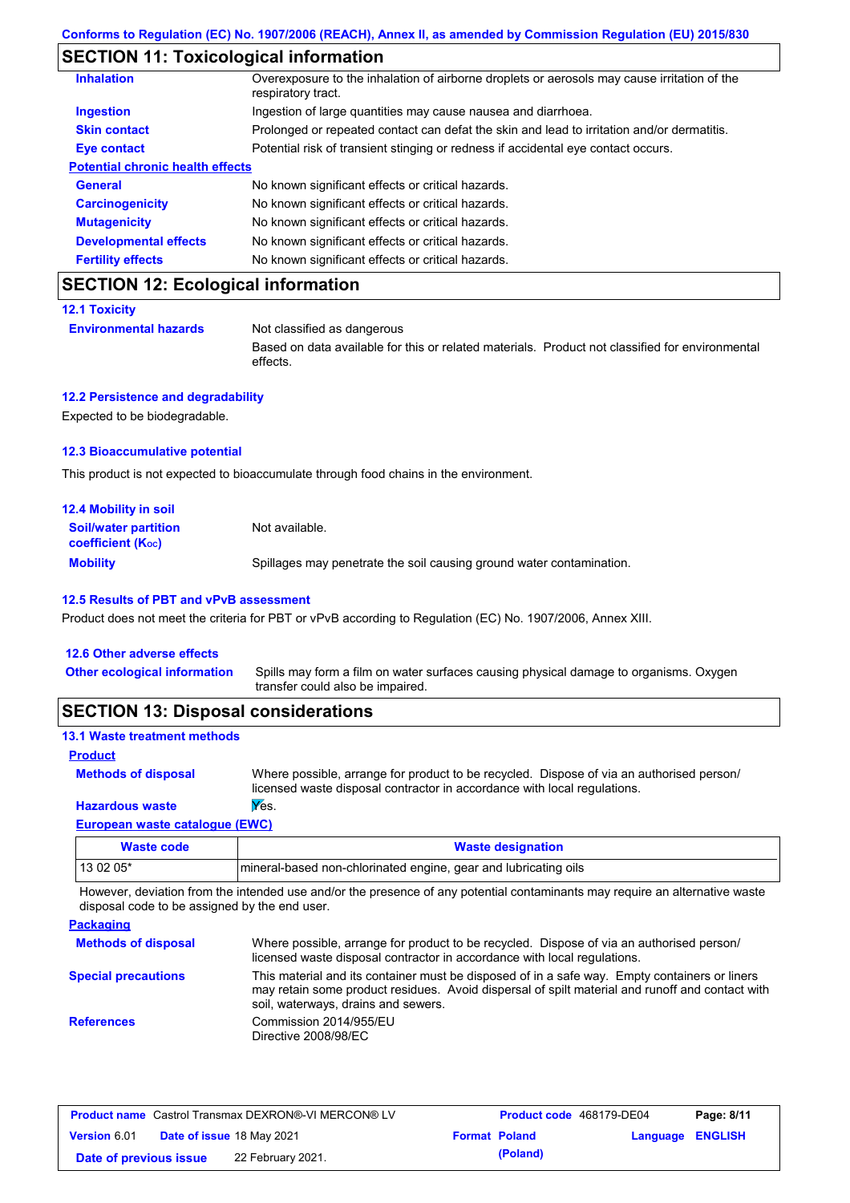## SECTION 11: Toxicological information

| | |
|---|---|
| **Inhalation** | Overexposure to the inhalation of airborne droplets or aerosols may cause irritation of the respiratory tract. |
| **Ingestion** | Ingestion of large quantities may cause nausea and diarrhoea. |
| **Skin contact** | Prolonged or repeated contact can defat the skin and lead to irritation and/or dermatitis. |
| **Eye contact** | Potential risk of transient stinging or redness if accidental eye contact occurs. |

**Potential chronic health effects**

| | |
|---|---|
| **General** | No known significant effects or critical hazards. |
| **Carcinogenicity** | No known significant effects or critical hazards. |
| **Mutagenicity** | No known significant effects or critical hazards. |
| **Developmental effects** | No known significant effects or critical hazards. |
| **Fertility effects** | No known significant effects or critical hazards. |

## SECTION 12: Ecological information

### 12.1 Toxicity

**Environmental hazards**: Not classified as dangerous

Based on data available for this or related materials. Product not classified for environmental effects.

### 12.2 Persistence and degradability

Expected to be biodegradable.

### 12.3 Bioaccumulative potential

This product is not expected to bioaccumulate through food chains in the environment.

### 12.4 Mobility in soil

| | |
|---|---|
| **Soil/water partition coefficient ($K_{OC}$)** | Not available. |
| **Mobility** | Spillages may penetrate the soil causing ground water contamination. |

### 12.5 Results of PBT and vPvB assessment

Product does not meet the criteria for PBT or vPvB according to Regulation (EC) No. 1907/2006, Annex XIII.

### 12.6 Other adverse effects

**Other ecological information**: Spills may form a film on water surfaces causing physical damage to organisms. Oxygen transfer could also be impaired.

## SECTION 13: Disposal considerations

### 13.1 Waste treatment methods

**Product**

| | |
|---|---|
| **Methods of disposal** | Where possible, arrange for product to be recycled. Dispose of via an authorised person/ licensed waste disposal contractor in accordance with local regulations. |
| **Hazardous waste** | Yes. |

**European waste catalogue (EWC)**

| Waste code | Waste designation |
|---|---|
| 13 02 05* | mineral-based non-chlorinated engine, gear and lubricating oils |

However, deviation from the intended use and/or the presence of any potential contaminants may require an alternative waste disposal code to be assigned by the end user.

**Packaging**

| | |
|---|---|
| **Methods of disposal** | Where possible, arrange for product to be recycled. Dispose of via an authorised person/ licensed waste disposal contractor in accordance with local regulations. |
| **Special precautions** | This material and its container must be disposed of in a safe way. Empty containers or liners may retain some product residues. Avoid dispersal of spilt material and runoff and contact with soil, waterways, drains and sewers. |
| **References** | Commission 2014/955/EU<br>Directive 2008/98/EC |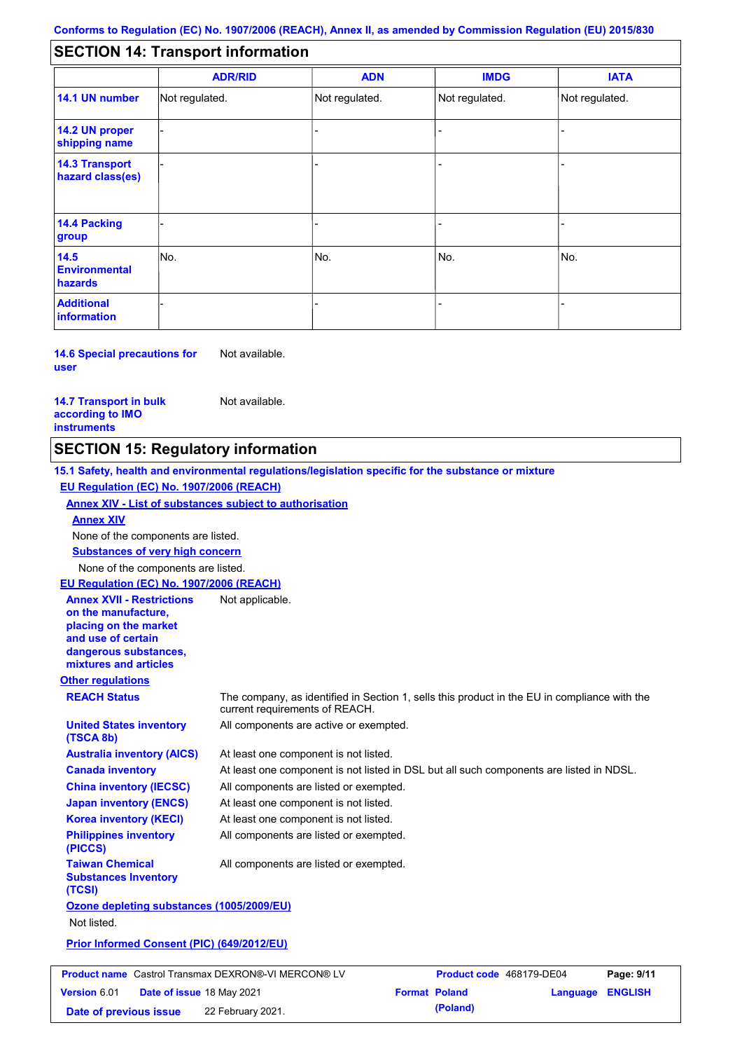## SECTION 14: Transport information

| | ADR/RID | ADN | IMDG | IATA |
|---|---|---|---|---|
| **14.1 UN number** | Not regulated. | Not regulated. | Not regulated. | Not regulated. |
| **14.2 UN proper shipping name** | - | - | - | - |
| **14.3 Transport hazard class(es)** | - | - | - | - |
| **14.4 Packing group** | - | - | - | - |
| **14.5 Environmental hazards** | No. | No. | No. | No. |
| **Additional information** | - | - | - | - |

**14.6 Special precautions for user** Not available.

**14.7 Transport in bulk according to IMO instruments** Not available.

## SECTION 15: Regulatory information

**15.1 Safety, health and environmental regulations/legislation specific for the substance or mixture**

**EU Regulation (EC) No. 1907/2006 (REACH)**

**Annex XIV - List of substances subject to authorisation**

**Annex XIV**

None of the components are listed.

**Substances of very high concern**

None of the components are listed.

**EU Regulation (EC) No. 1907/2006 (REACH)**

**Annex XVII - Restrictions on the manufacture, placing on the market and use of certain dangerous substances, mixtures and articles** Not applicable.

**Other regulations**

**REACH Status** The company, as identified in Section 1, sells this product in the EU in compliance with the current requirements of REACH.

**United States inventory (TSCA 8b)** All components are active or exempted.

**Australia inventory (AICS)** At least one component is not listed.

**Canada inventory** At least one component is not listed in DSL but all such components are listed in NDSL.

**China inventory (IECSC)** All components are listed or exempted.

**Japan inventory (ENCS)** At least one component is not listed.

**Korea inventory (KECI)** At least one component is not listed.

**Philippines inventory (PICCS)** All components are listed or exempted.

**Taiwan Chemical Substances Inventory (TCSI)** All components are listed or exempted.

**Ozone depleting substances (1005/2009/EU)**

Not listed.

**Prior Informed Consent (PIC) (649/2012/EU)**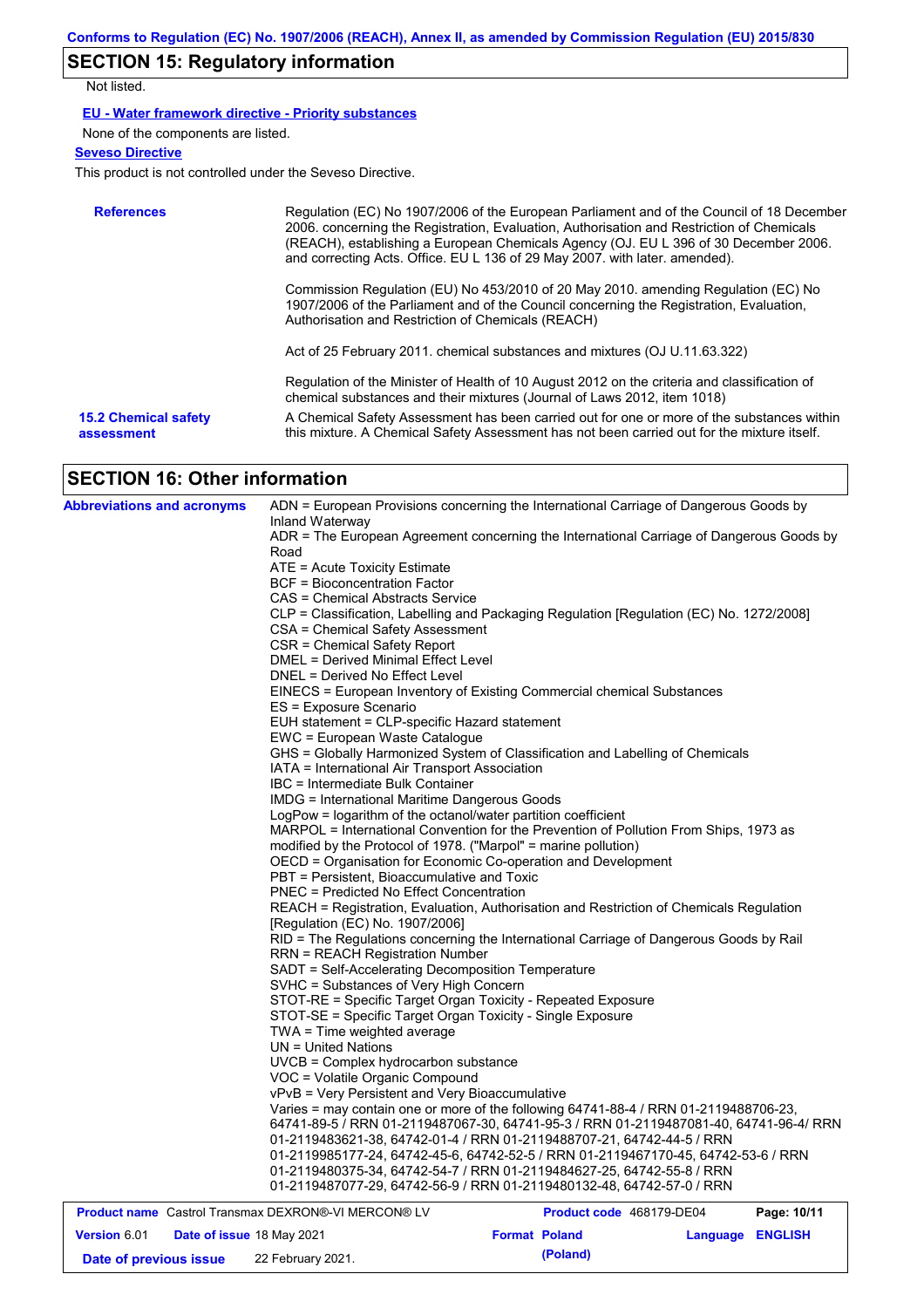## SECTION 15: Regulatory information

Not listed.

**EU - Water framework directive - Priority substances**

None of the components are listed.

**Seveso Directive**

This product is not controlled under the Seveso Directive.

**References**

Regulation (EC) No 1907/2006 of the European Parliament and of the Council of 18 December 2006. concerning the Registration, Evaluation, Authorisation and Restriction of Chemicals (REACH), establishing a European Chemicals Agency (OJ. EU L 396 of 30 December 2006. and correcting Acts. Office. EU L 136 of 29 May 2007. with later. amended).

Commission Regulation (EU) No 453/2010 of 20 May 2010. amending Regulation (EC) No 1907/2006 of the Parliament and of the Council concerning the Registration, Evaluation, Authorisation and Restriction of Chemicals (REACH)

Act of 25 February 2011. chemical substances and mixtures (OJ U.11.63.322)

Regulation of the Minister of Health of 10 August 2012 on the criteria and classification of chemical substances and their mixtures (Journal of Laws 2012, item 1018)

**15.2 Chemical safety assessment**

A Chemical Safety Assessment has been carried out for one or more of the substances within this mixture. A Chemical Safety Assessment has not been carried out for the mixture itself.

## SECTION 16: Other information

**Abbreviations and acronyms**

ADN = European Provisions concerning the International Carriage of Dangerous Goods by Inland Waterway
ADR = The European Agreement concerning the International Carriage of Dangerous Goods by Road
ATE = Acute Toxicity Estimate
BCF = Bioconcentration Factor
CAS = Chemical Abstracts Service
CLP = Classification, Labelling and Packaging Regulation [Regulation (EC) No. 1272/2008]
CSA = Chemical Safety Assessment
CSR = Chemical Safety Report
DMEL = Derived Minimal Effect Level
DNEL = Derived No Effect Level
EINECS = European Inventory of Existing Commercial chemical Substances
ES = Exposure Scenario
EUH statement = CLP-specific Hazard statement
EWC = European Waste Catalogue
GHS = Globally Harmonized System of Classification and Labelling of Chemicals
IATA = International Air Transport Association
IBC = Intermediate Bulk Container
IMDG = International Maritime Dangerous Goods
LogPow = logarithm of the octanol/water partition coefficient
MARPOL = International Convention for the Prevention of Pollution From Ships, 1973 as modified by the Protocol of 1978. ("Marpol" = marine pollution)
OECD = Organisation for Economic Co-operation and Development
PBT = Persistent, Bioaccumulative and Toxic
PNEC = Predicted No Effect Concentration
REACH = Registration, Evaluation, Authorisation and Restriction of Chemicals Regulation [Regulation (EC) No. 1907/2006]
RID = The Regulations concerning the International Carriage of Dangerous Goods by Rail
RRN = REACH Registration Number
SADT = Self-Accelerating Decomposition Temperature
SVHC = Substances of Very High Concern
STOT-RE = Specific Target Organ Toxicity - Repeated Exposure
STOT-SE = Specific Target Organ Toxicity - Single Exposure
TWA = Time weighted average
UN = United Nations
UVCB = Complex hydrocarbon substance
VOC = Volatile Organic Compound
vPvB = Very Persistent and Very Bioaccumulative
Varies = may contain one or more of the following 64741-88-4 / RRN 01-2119488706-23, 64741-89-5 / RRN 01-2119487067-30, 64741-95-3 / RRN 01-2119487081-40, 64741-96-4/ RRN 01-2119483621-38, 64742-01-4 / RRN 01-2119488707-21, 64742-44-5 / RRN 01-2119985177-24, 64742-45-6, 64742-52-5 / RRN 01-2119467170-45, 64742-53-6 / RRN 01-2119480375-34, 64742-54-7 / RRN 01-2119484627-25, 64742-55-8 / RRN 01-2119487077-29, 64742-56-9 / RRN 01-2119480132-48, 64742-57-0 / RRN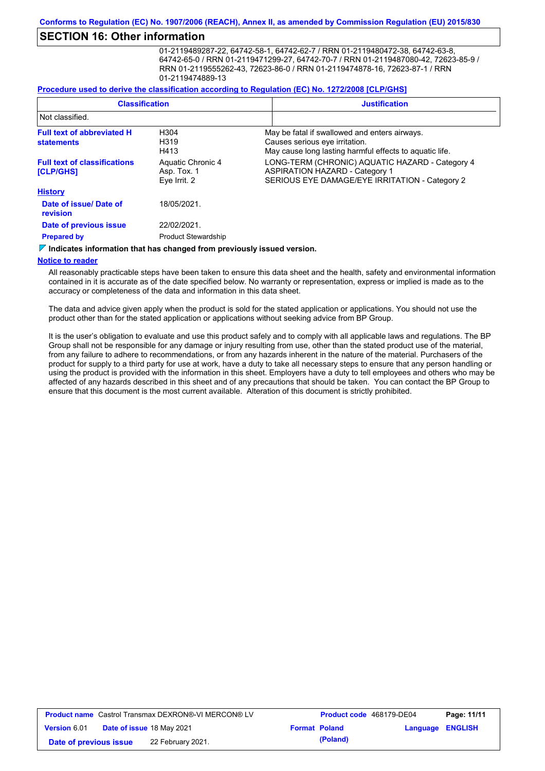## SECTION 16: Other information

01-2119489287-22, 64742-58-1, 64742-62-7 / RRN 01-2119480472-38, 64742-63-8, 64742-65-0 / RRN 01-2119471299-27, 64742-70-7 / RRN 01-2119487080-42, 72623-85-9 / RRN 01-2119555262-43, 72623-86-0 / RRN 01-2119474878-16, 72623-87-1 / RRN 01-2119474889-13

**Procedure used to derive the classification according to Regulation (EC) No. 1272/2008 [CLP/GHS]**

| Classification | Justification |
|---|---|
| Not classified. | |

**Full text of abbreviated H statements**

| | |
|---|---|
| H304 | May be fatal if swallowed and enters airways. |
| H319 | Causes serious eye irritation. |
| H413 | May cause long lasting harmful effects to aquatic life. |

**Full text of classifications [CLP/GHS]**

| | |
|---|---|
| Aquatic Chronic 4 | LONG-TERM (CHRONIC) AQUATIC HAZARD - Category 4 |
| Asp. Tox. 1 | ASPIRATION HAZARD - Category 1 |
| Eye Irrit. 2 | SERIOUS EYE DAMAGE/EYE IRRITATION - Category 2 |

**History**

**Date of issue/ Date of revision** 18/05/2021.

**Date of previous issue** 22/02/2021.

**Prepared by** Product Stewardship

**Indicates information that has changed from previously issued version.**

**Notice to reader**

All reasonably practicable steps have been taken to ensure this data sheet and the health, safety and environmental information contained in it is accurate as of the date specified below. No warranty or representation, express or implied is made as to the accuracy or completeness of the data and information in this data sheet.

The data and advice given apply when the product is sold for the stated application or applications. You should not use the product other than for the stated application or applications without seeking advice from BP Group.

It is the user's obligation to evaluate and use this product safely and to comply with all applicable laws and regulations. The BP Group shall not be responsible for any damage or injury resulting from use, other than the stated product use of the material, from any failure to adhere to recommendations, or from any hazards inherent in the nature of the material. Purchasers of the product for supply to a third party for use at work, have a duty to take all necessary steps to ensure that any person handling or using the product is provided with the information in this sheet. Employers have a duty to tell employees and others who may be affected of any hazards described in this sheet and of any precautions that should be taken. You can contact the BP Group to ensure that this document is the most current available. Alteration of this document is strictly prohibited.